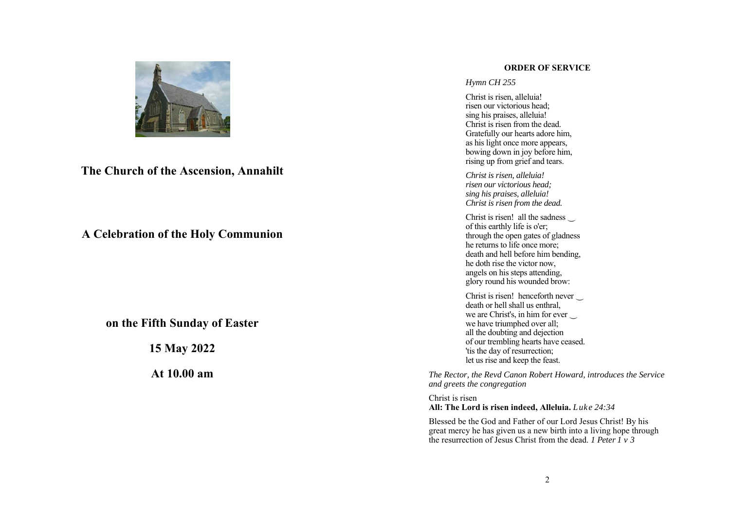# The Church of the Ascension, Annahilt

# A Celebration of the Holy Communion

## on the Fifth Sunday of Easter

## 15 May 2022

## At 10.00 am

**ORDER OF SERVICE**

*Hymn CH 255*

Christ is risen, alleluia!
risen our victorious head;
sing his praises, alleluia!
Christ is risen from the dead.
Gratefully our hearts adore him,
as his light once more appears,
bowing down in joy before him,
rising up from grief and tears.

*Christ is risen, alleluia!*
*risen our victorious head;*
*sing his praises, alleluia!*
*Christ is risen from the dead.*

Christ is risen! all the sadness ‿
of this earthly life is o'er;
through the open gates of gladness
he returns to life once more;
death and hell before him bending,
he doth rise the victor now,
angels on his steps attending,
glory round his wounded brow:

Christ is risen! henceforth never ‿
death or hell shall us enthral,
we are Christ's, in him for ever ‿
we have triumphed over all;
all the doubting and dejection
of our trembling hearts have ceased.
'tis the day of resurrection;
let us rise and keep the feast.

*The Rector, the Revd Canon Robert Howard, introduces the Service and greets the congregation*

Christ is risen
**All: The Lord is risen indeed, Alleluia.** *Luke 24:34*

Blessed be the God and Father of our Lord Jesus Christ! By his great mercy he has given us a new birth into a living hope through the resurrection of Jesus Christ from the dead. *1 Peter 1 v 3*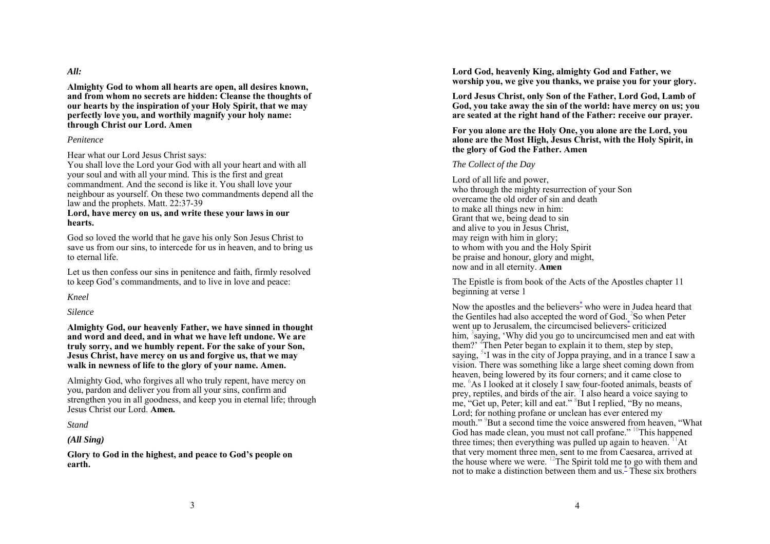*All:*

**Almighty God to whom all hearts are open, all desires known, and from whom no secrets are hidden: Cleanse the thoughts of our hearts by the inspiration of your Holy Spirit, that we may perfectly love you, and worthily magnify your holy name: through Christ our Lord. Amen**

*Penitence*

Hear what our Lord Jesus Christ says:
You shall love the Lord your God with all your heart and with all your soul and with all your mind. This is the first and great commandment. And the second is like it. You shall love your neighbour as yourself. On these two commandments depend all the law and the prophets. Matt. 22:37-39
**Lord, have mercy on us, and write these your laws in our hearts.**

God so loved the world that he gave his only Son Jesus Christ to save us from our sins, to intercede for us in heaven, and to bring us to eternal life.

Let us then confess our sins in penitence and faith, firmly resolved to keep God's commandments, and to live in love and peace:

*Kneel*

*Silence*

**Almighty God, our heavenly Father, we have sinned in thought and word and deed, and in what we have left undone. We are truly sorry, and we humbly repent. For the sake of your Son, Jesus Christ, have mercy on us and forgive us, that we may walk in newness of life to the glory of your name. Amen.**

Almighty God, who forgives all who truly repent, have mercy on you, pardon and deliver you from all your sins, confirm and strengthen you in all goodness, and keep you in eternal life; through Jesus Christ our Lord. **Amen.**

*Stand*

***(All Sing)***

**Glory to God in the highest, and peace to God's people on earth.**

**Lord God, heavenly King, almighty God and Father, we worship you, we give you thanks, we praise you for your glory.**

**Lord Jesus Christ, only Son of the Father, Lord God, Lamb of God, you take away the sin of the world: have mercy on us; you are seated at the right hand of the Father: receive our prayer.**

**For you alone are the Holy One, you alone are the Lord, you alone are the Most High, Jesus Christ, with the Holy Spirit, in the glory of God the Father. Amen**

*The Collect of the Day*

Lord of all life and power,
who through the mighty resurrection of your Son
overcame the old order of sin and death
to make all things new in him:
Grant that we, being dead to sin
and alive to you in Jesus Christ,
may reign with him in glory;
to whom with you and the Holy Spirit
be praise and honour, glory and might,
now and in all eternity. **Amen**

The Epistle is from book of the Acts of the Apostles chapter 11 beginning at verse 1

Now the apostles and the believers* who were in Judea heard that the Gentiles had also accepted the word of God. [2]So when Peter went up to Jerusalem, the circumcised believers* criticized him, [3]saying, 'Why did you go to uncircumcised men and eat with them?' [4]Then Peter began to explain it to them, step by step, saying, [5]'I was in the city of Joppa praying, and in a trance I saw a vision. There was something like a large sheet coming down from heaven, being lowered by its four corners; and it came close to me. [6]As I looked at it closely I saw four-footed animals, beasts of prey, reptiles, and birds of the air. [7]I also heard a voice saying to me, "Get up, Peter; kill and eat." [8]But I replied, "By no means, Lord; for nothing profane or unclean has ever entered my mouth." [9]But a second time the voice answered from heaven, "What God has made clean, you must not call profane." [10]This happened three times; then everything was pulled up again to heaven. [11]At that very moment three men, sent to me from Caesarea, arrived at the house where we were. [12]The Spirit told me to go with them and not to make a distinction between them and us.* These six brothers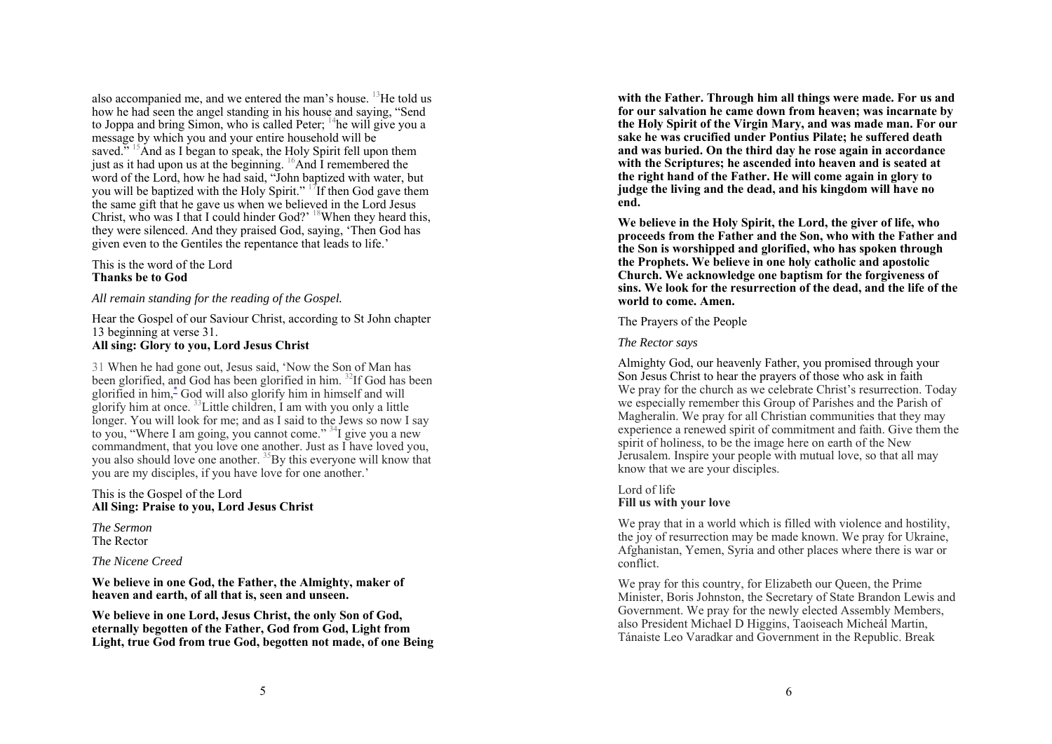also accompanied me, and we entered the man's house. [13]He told us how he had seen the angel standing in his house and saying, "Send to Joppa and bring Simon, who is called Peter; [14]he will give you a message by which you and your entire household will be saved." [15]And as I began to speak, the Holy Spirit fell upon them just as it had upon us at the beginning. [16]And I remembered the word of the Lord, how he had said, "John baptized with water, but you will be baptized with the Holy Spirit." [17]If then God gave them the same gift that he gave us when we believed in the Lord Jesus Christ, who was I that I could hinder God?' [18]When they heard this, they were silenced. And they praised God, saying, 'Then God has given even to the Gentiles the repentance that leads to life.'

This is the word of the Lord
**Thanks be to God**

*All remain standing for the reading of the Gospel.*

Hear the Gospel of our Saviour Christ, according to St John chapter 13 beginning at verse 31.
**All sing: Glory to you, Lord Jesus Christ**

31 When he had gone out, Jesus said, 'Now the Son of Man has been glorified, and God has been glorified in him. [32]If God has been glorified in him,[*] God will also glorify him in himself and will glorify him at once. [33]Little children, I am with you only a little longer. You will look for me; and as I said to the Jews so now I say to you, "Where I am going, you cannot come." [34]I give you a new commandment, that you love one another. Just as I have loved you, you also should love one another. [35]By this everyone will know that you are my disciples, if you have love for one another.'

This is the Gospel of the Lord
**All Sing: Praise to you, Lord Jesus Christ**

*The Sermon*
The Rector

*The Nicene Creed*

**We believe in one God, the Father, the Almighty, maker of heaven and earth, of all that is, seen and unseen.**

**We believe in one Lord, Jesus Christ, the only Son of God, eternally begotten of the Father, God from God, Light from Light, true God from true God, begotten not made, of one Being with the Father. Through him all things were made. For us and for our salvation he came down from heaven; was incarnate by the Holy Spirit of the Virgin Mary, and was made man. For our sake he was crucified under Pontius Pilate; he suffered death and was buried. On the third day he rose again in accordance with the Scriptures; he ascended into heaven and is seated at the right hand of the Father. He will come again in glory to judge the living and the dead, and his kingdom will have no end.**

**We believe in the Holy Spirit, the Lord, the giver of life, who proceeds from the Father and the Son, who with the Father and the Son is worshipped and glorified, who has spoken through the Prophets. We believe in one holy catholic and apostolic Church. We acknowledge one baptism for the forgiveness of sins. We look for the resurrection of the dead, and the life of the world to come. Amen.**

The Prayers of the People

*The Rector says*

Almighty God, our heavenly Father, you promised through your Son Jesus Christ to hear the prayers of those who ask in faith
We pray for the church as we celebrate Christ's resurrection. Today we especially remember this Group of Parishes and the Parish of Magheralin. We pray for all Christian communities that they may experience a renewed spirit of commitment and faith. Give them the spirit of holiness, to be the image here on earth of the New Jerusalem. Inspire your people with mutual love, so that all may know that we are your disciples.

Lord of life
**Fill us with your love**

We pray that in a world which is filled with violence and hostility, the joy of resurrection may be made known. We pray for Ukraine, Afghanistan, Yemen, Syria and other places where there is war or conflict.

We pray for this country, for Elizabeth our Queen, the Prime Minister, Boris Johnston, the Secretary of State Brandon Lewis and Government. We pray for the newly elected Assembly Members, also President Michael D Higgins, Taoiseach Micheál Martin, Tánaiste Leo Varadkar and Government in the Republic. Break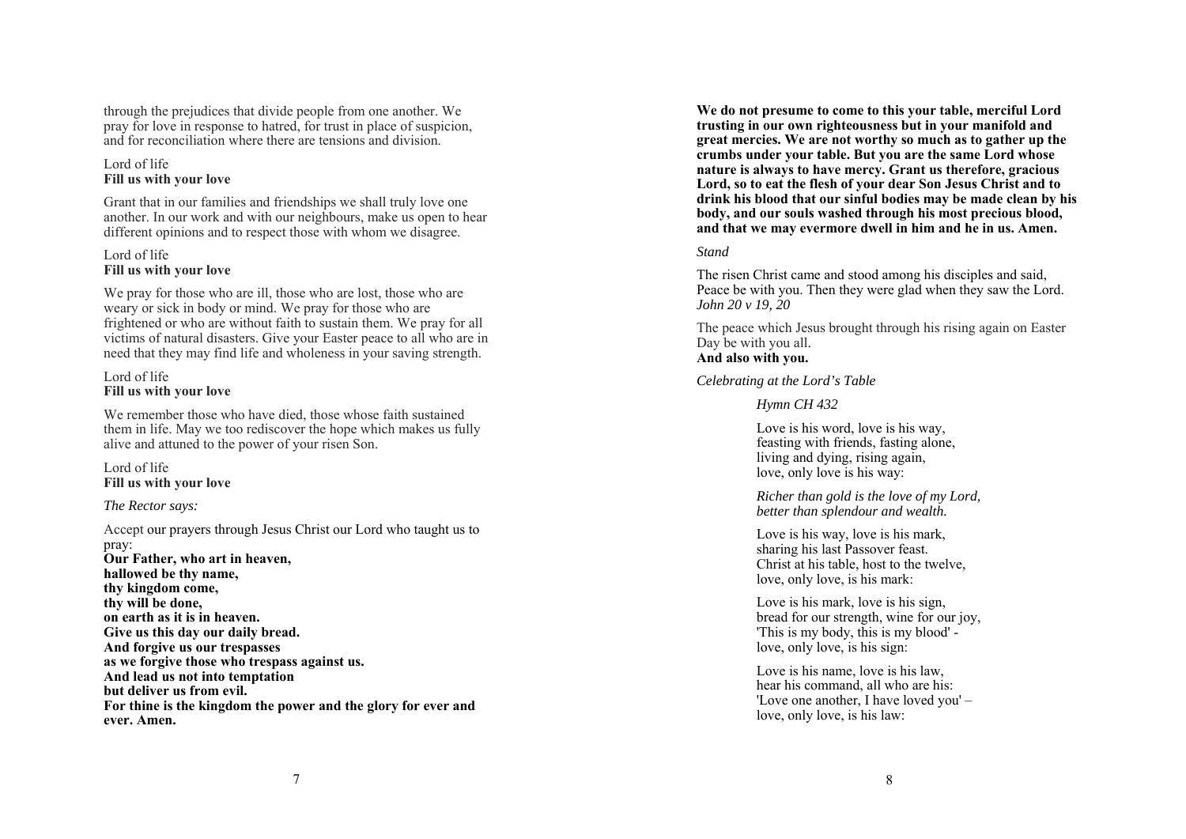through the prejudices that divide people from one another. We pray for love in response to hatred, for trust in place of suspicion, and for reconciliation where there are tensions and division.

Lord of life
**Fill us with your love**

Grant that in our families and friendships we shall truly love one another. In our work and with our neighbours, make us open to hear different opinions and to respect those with whom we disagree.

Lord of life
**Fill us with your love**

We pray for those who are ill, those who are lost, those who are weary or sick in body or mind. We pray for those who are frightened or who are without faith to sustain them. We pray for all victims of natural disasters. Give your Easter peace to all who are in need that they may find life and wholeness in your saving strength.

Lord of life
**Fill us with your love**

We remember those who have died, those whose faith sustained them in life. May we too rediscover the hope which makes us fully alive and attuned to the power of your risen Son.

Lord of life
**Fill us with your love**

*The Rector says:*

Accept our prayers through Jesus Christ our Lord who taught us to pray:
**Our Father, who art in heaven,**
**hallowed be thy name,**
**thy kingdom come,**
**thy will be done,**
**on earth as it is in heaven.**
**Give us this day our daily bread.**
**And forgive us our trespasses**
**as we forgive those who trespass against us.**
**And lead us not into temptation**
**but deliver us from evil.**
**For thine is the kingdom the power and the glory for ever and ever. Amen.**

**We do not presume to come to this your table, merciful Lord trusting in our own righteousness but in your manifold and great mercies. We are not worthy so much as to gather up the crumbs under your table. But you are the same Lord whose nature is always to have mercy. Grant us therefore, gracious Lord, so to eat the flesh of your dear Son Jesus Christ and to drink his blood that our sinful bodies may be made clean by his body, and our souls washed through his most precious blood, and that we may evermore dwell in him and he in us. Amen.**

*Stand*

The risen Christ came and stood among his disciples and said, Peace be with you. Then they were glad when they saw the Lord.
*John 20 v 19, 20*

The peace which Jesus brought through his rising again on Easter Day be with you all.
**And also with you.**

*Celebrating at the Lord's Table*

*Hymn CH 432*

Love is his word, love is his way,
feasting with friends, fasting alone,
living and dying, rising again,
love, only love is his way:

*Richer than gold is the love of my Lord,*
*better than splendour and wealth.*

Love is his way, love is his mark,
sharing his last Passover feast.
Christ at his table, host to the twelve,
love, only love, is his mark:

Love is his mark, love is his sign,
bread for our strength, wine for our joy,
'This is my body, this is my blood' -
love, only love, is his sign:

Love is his name, love is his law,
hear his command, all who are his:
'Love one another, I have loved you' –
love, only love, is his law: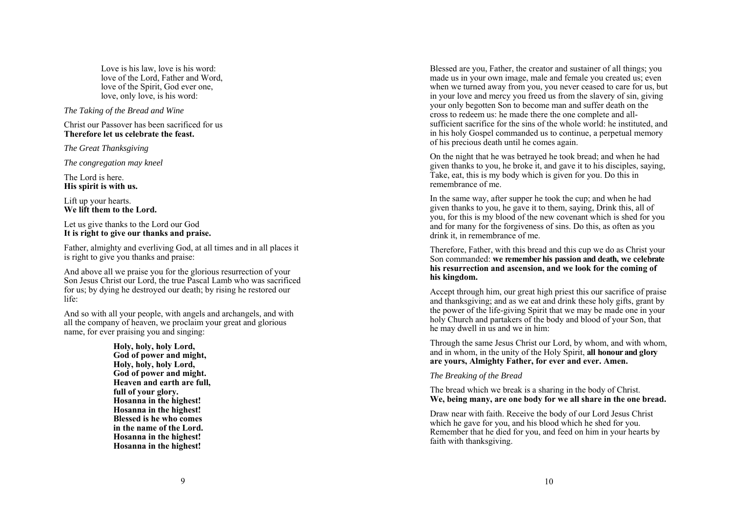Love is his law, love is his word:
love of the Lord, Father and Word,
love of the Spirit, God ever one,
love, only love, is his word:

*The Taking of the Bread and Wine*

Christ our Passover has been sacrificed for us
**Therefore let us celebrate the feast.**

*The Great Thanksgiving*

*The congregation may kneel*

The Lord is here.
**His spirit is with us.**

Lift up your hearts.
**We lift them to the Lord.**

Let us give thanks to the Lord our God
**It is right to give our thanks and praise.**

Father, almighty and everliving God, at all times and in all places it is right to give you thanks and praise:

And above all we praise you for the glorious resurrection of your Son Jesus Christ our Lord, the true Pascal Lamb who was sacrificed for us; by dying he destroyed our death; by rising he restored our life:

And so with all your people, with angels and archangels, and with all the company of heaven, we proclaim your great and glorious name, for ever praising you and singing:

**Holy, holy, holy Lord,
God of power and might,
Holy, holy, holy Lord,
God of power and might.
Heaven and earth are full,
full of your glory.
Hosanna in the highest!
Hosanna in the highest!
Blessed is he who comes
in the name of the Lord.
Hosanna in the highest!
Hosanna in the highest!**

Blessed are you, Father, the creator and sustainer of all things; you made us in your own image, male and female you created us; even when we turned away from you, you never ceased to care for us, but in your love and mercy you freed us from the slavery of sin, giving your only begotten Son to become man and suffer death on the cross to redeem us: he made there the one complete and all-sufficient sacrifice for the sins of the whole world: he instituted, and in his holy Gospel commanded us to continue, a perpetual memory of his precious death until he comes again.

On the night that he was betrayed he took bread; and when he had given thanks to you, he broke it, and gave it to his disciples, saying, Take, eat, this is my body which is given for you. Do this in remembrance of me.

In the same way, after supper he took the cup; and when he had given thanks to you, he gave it to them, saying, Drink this, all of you, for this is my blood of the new covenant which is shed for you and for many for the forgiveness of sins. Do this, as often as you drink it, in remembrance of me.

Therefore, Father, with this bread and this cup we do as Christ your Son commanded: **we remember his passion and death, we celebrate his resurrection and ascension, and we look for the coming of his kingdom.**

Accept through him, our great high priest this our sacrifice of praise and thanksgiving; and as we eat and drink these holy gifts, grant by the power of the life-giving Spirit that we may be made one in your holy Church and partakers of the body and blood of your Son, that he may dwell in us and we in him:

Through the same Jesus Christ our Lord, by whom, and with whom, and in whom, in the unity of the Holy Spirit, **all honour and glory are yours, Almighty Father, for ever and ever. Amen.**

*The Breaking of the Bread*

The bread which we break is a sharing in the body of Christ.
**We, being many, are one body for we all share in the one bread.**

Draw near with faith. Receive the body of our Lord Jesus Christ which he gave for you, and his blood which he shed for you. Remember that he died for you, and feed on him in your hearts by faith with thanksgiving.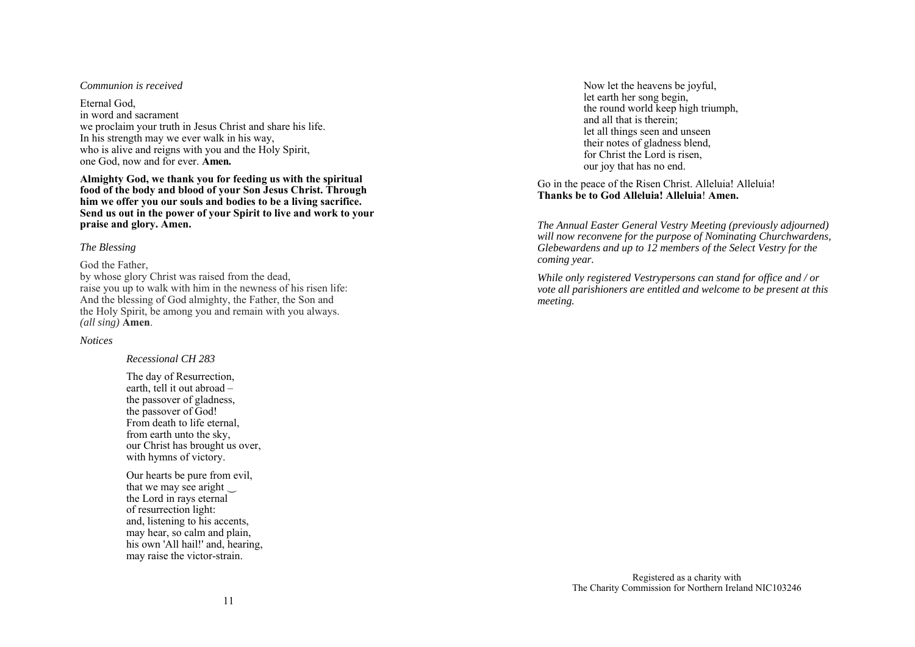*Communion is received*

Eternal God,
in word and sacrament
we proclaim your truth in Jesus Christ and share his life.
In his strength may we ever walk in his way,
who is alive and reigns with you and the Holy Spirit,
one God, now and for ever. **Amen.**

**Almighty God, we thank you for feeding us with the spiritual food of the body and blood of your Son Jesus Christ. Through him we offer you our souls and bodies to be a living sacrifice. Send us out in the power of your Spirit to live and work to your praise and glory. Amen.**

*The Blessing*

God the Father,
by whose glory Christ was raised from the dead,
raise you up to walk with him in the newness of his risen life:
And the blessing of God almighty, the Father, the Son and
the Holy Spirit, be among you and remain with you always.
*(all sing)* **Amen**.

*Notices*

*Recessional CH 283*

The day of Resurrection,
earth, tell it out abroad –
the passover of gladness,
the passover of God!
From death to life eternal,
from earth unto the sky,
our Christ has brought us over,
with hymns of victory.

Our hearts be pure from evil,
that we may see aright ‿
the Lord in rays eternal
of resurrection light:
and, listening to his accents,
may hear, so calm and plain,
his own 'All hail!' and, hearing,
may raise the victor-strain.

Now let the heavens be joyful,
let earth her song begin,
the round world keep high triumph,
and all that is therein;
let all things seen and unseen
their notes of gladness blend,
for Christ the Lord is risen,
our joy that has no end.

Go in the peace of the Risen Christ. Alleluia! Alleluia!
**Thanks be to God Alleluia! Alleluia**! **Amen.**

*The Annual Easter General Vestry Meeting (previously adjourned) will now reconvene for the purpose of Nominating Churchwardens, Glebewardens and up to 12 members of the Select Vestry for the coming year.*

*While only registered Vestrypersons can stand for office and / or vote all parishioners are entitled and welcome to be present at this meeting.*

Registered as a charity with
The Charity Commission for Northern Ireland NIC103246